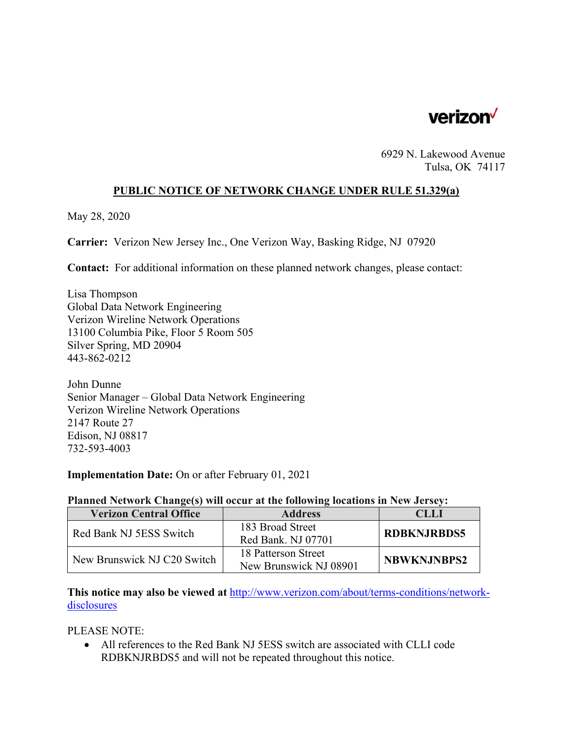verizon✓

6929 N. Lakewood Avenue
Tulsa, OK 74117

**PUBLIC NOTICE OF NETWORK CHANGE UNDER RULE 51.329(a)**

May 28, 2020

**Carrier:** Verizon New Jersey Inc., One Verizon Way, Basking Ridge, NJ 07920

**Contact:** For additional information on these planned network changes, please contact:

Lisa Thompson
Global Data Network Engineering
Verizon Wireline Network Operations
13100 Columbia Pike, Floor 5 Room 505
Silver Spring, MD 20904
443-862-0212

John Dunne
Senior Manager – Global Data Network Engineering
Verizon Wireline Network Operations
2147 Route 27
Edison, NJ 08817
732-593-4003

**Implementation Date:** On or after February 01, 2021

**Planned Network Change(s) will occur at the following locations in New Jersey:**

| Verizon Central Office | Address | CLLI |
|---|---|---|
| Red Bank NJ 5ESS Switch | 183 Broad Street<br>Red Bank. NJ 07701 | **RDBKNJRBDS5** |
| New Brunswick NJ C20 Switch | 18 Patterson Street<br>New Brunswick NJ 08901 | **NBWKNJNBPS2** |

**This notice may also be viewed at** http://www.verizon.com/about/terms-conditions/network-disclosures

PLEASE NOTE:

- All references to the Red Bank NJ 5ESS switch are associated with CLLI code RDBKNJRBDS5 and will not be repeated throughout this notice.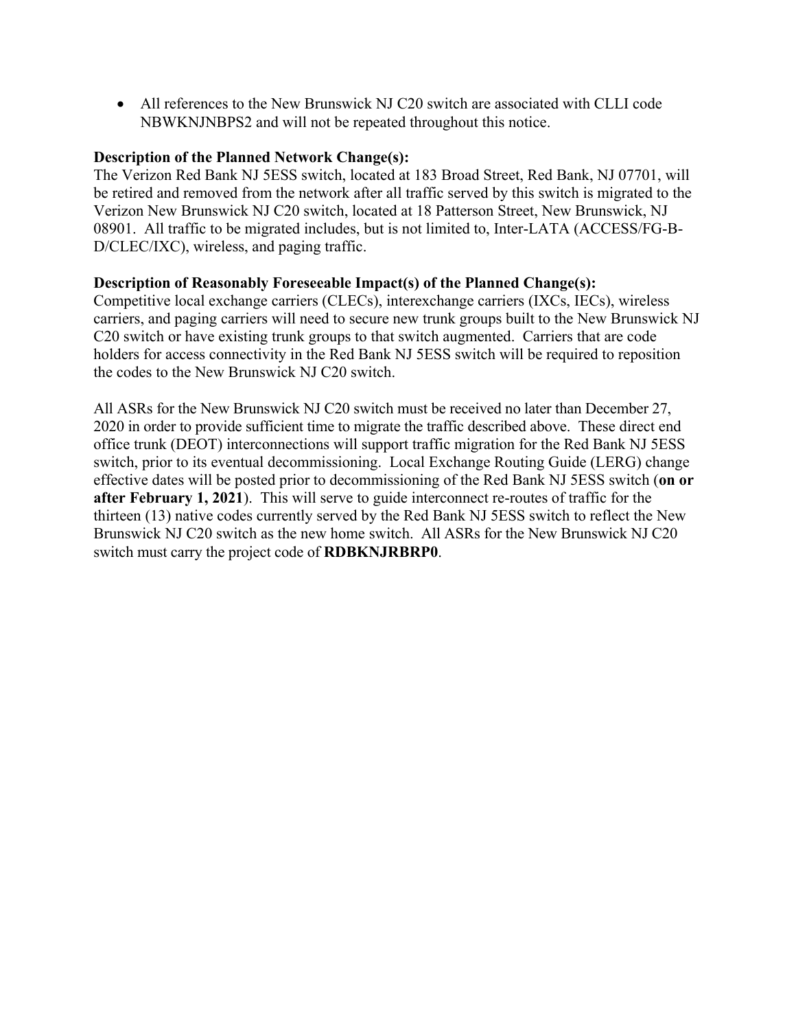- All references to the New Brunswick NJ C20 switch are associated with CLLI code NBWKNJNBPS2 and will not be repeated throughout this notice.

**Description of the Planned Network Change(s):**
The Verizon Red Bank NJ 5ESS switch, located at 183 Broad Street, Red Bank, NJ 07701, will be retired and removed from the network after all traffic served by this switch is migrated to the Verizon New Brunswick NJ C20 switch, located at 18 Patterson Street, New Brunswick, NJ 08901. All traffic to be migrated includes, but is not limited to, Inter-LATA (ACCESS/FG-B-D/CLEC/IXC), wireless, and paging traffic.

**Description of Reasonably Foreseeable Impact(s) of the Planned Change(s):**
Competitive local exchange carriers (CLECs), interexchange carriers (IXCs, IECs), wireless carriers, and paging carriers will need to secure new trunk groups built to the New Brunswick NJ C20 switch or have existing trunk groups to that switch augmented. Carriers that are code holders for access connectivity in the Red Bank NJ 5ESS switch will be required to reposition the codes to the New Brunswick NJ C20 switch.

All ASRs for the New Brunswick NJ C20 switch must be received no later than December 27, 2020 in order to provide sufficient time to migrate the traffic described above. These direct end office trunk (DEOT) interconnections will support traffic migration for the Red Bank NJ 5ESS switch, prior to its eventual decommissioning. Local Exchange Routing Guide (LERG) change effective dates will be posted prior to decommissioning of the Red Bank NJ 5ESS switch (**on or after February 1, 2021**). This will serve to guide interconnect re-routes of traffic for the thirteen (13) native codes currently served by the Red Bank NJ 5ESS switch to reflect the New Brunswick NJ C20 switch as the new home switch. All ASRs for the New Brunswick NJ C20 switch must carry the project code of **RDBKNJRBRP0**.